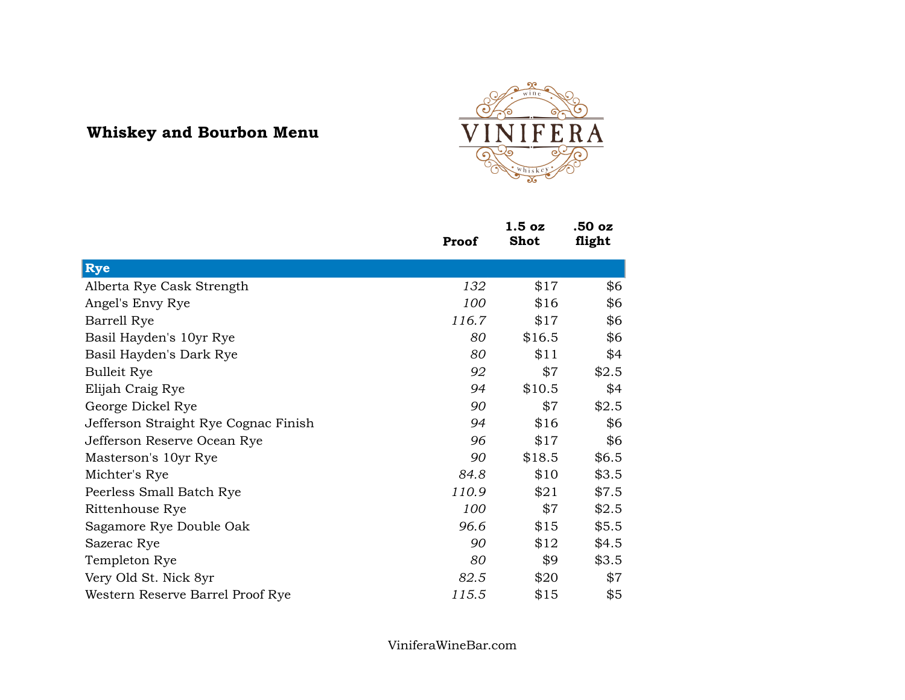# Whiskey and Bourbon Menu

VINIFERA wine whiskey

| | Proof | 1.5 oz Shot | .50 oz flight |
|---|---|---|---|
| **Rye** | | | |
| Alberta Rye Cask Strength | *132* | $17 | $6 |
| Angel's Envy Rye | *100* | $16 | $6 |
| Barrell Rye | *116.7* | $17 | $6 |
| Basil Hayden's 10yr Rye | *80* | $16.5 | $6 |
| Basil Hayden's Dark Rye | *80* | $11 | $4 |
| Bulleit Rye | *92* | $7 | $2.5 |
| Elijah Craig Rye | *94* | $10.5 | $4 |
| George Dickel Rye | *90* | $7 | $2.5 |
| Jefferson Straight Rye Cognac Finish | *94* | $16 | $6 |
| Jefferson Reserve Ocean Rye | *96* | $17 | $6 |
| Masterson's 10yr Rye | *90* | $18.5 | $6.5 |
| Michter's Rye | *84.8* | $10 | $3.5 |
| Peerless Small Batch Rye | *110.9* | $21 | $7.5 |
| Rittenhouse Rye | *100* | $7 | $2.5 |
| Sagamore Rye Double Oak | *96.6* | $15 | $5.5 |
| Sazerac Rye | *90* | $12 | $4.5 |
| Templeton Rye | *80* | $9 | $3.5 |
| Very Old St. Nick 8yr | *82.5* | $20 | $7 |
| Western Reserve Barrel Proof Rye | *115.5* | $15 | $5 |

ViniferaWineBar.com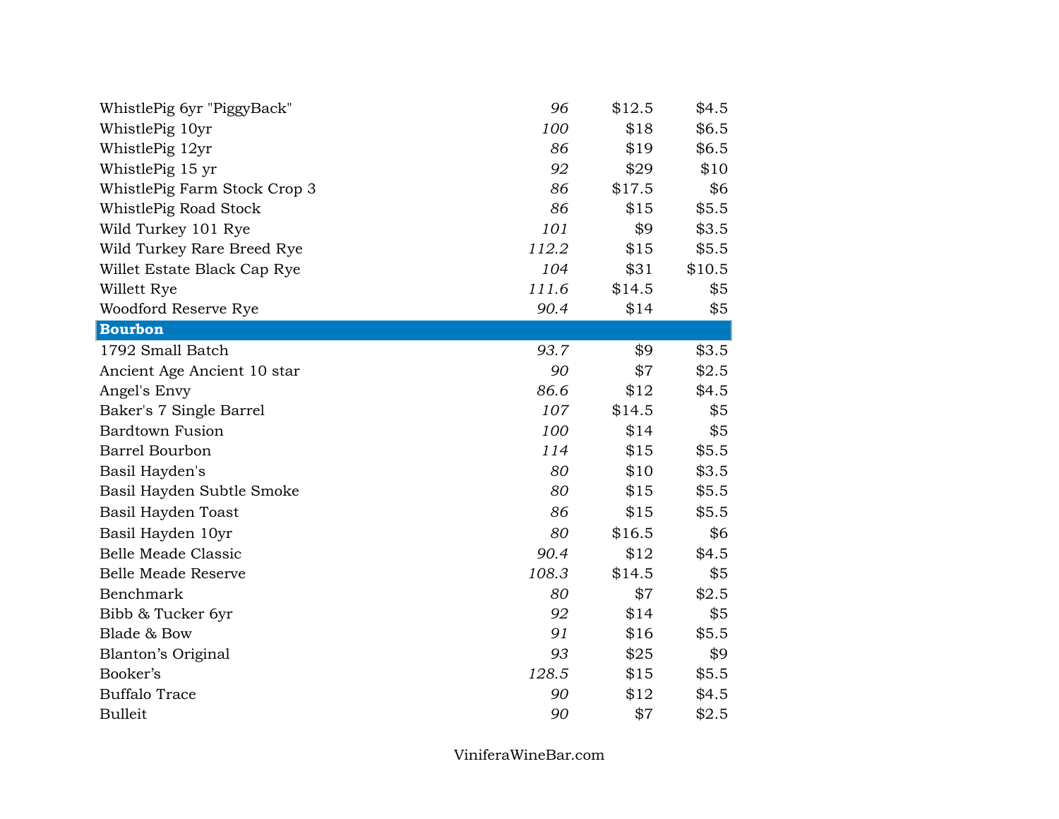| | | | |
|---|---|---|---|
| WhistlePig 6yr "PiggyBack" | *96* | $12.5 | $4.5 |
| WhistlePig 10yr | *100* | $18 | $6.5 |
| WhistlePig 12yr | *86* | $19 | $6.5 |
| WhistlePig 15 yr | *92* | $29 | $10 |
| WhistlePig Farm Stock Crop 3 | *86* | $17.5 | $6 |
| WhistlePig Road Stock | *86* | $15 | $5.5 |
| Wild Turkey 101 Rye | *101* | $9 | $3.5 |
| Wild Turkey Rare Breed Rye | *112.2* | $15 | $5.5 |
| Willet Estate Black Cap Rye | *104* | $31 | $10.5 |
| Willett Rye | *111.6* | $14.5 | $5 |
| Woodford Reserve Rye | *90.4* | $14 | $5 |
| **Bourbon** | | | |
| 1792 Small Batch | *93.7* | $9 | $3.5 |
| Ancient Age Ancient 10 star | *90* | $7 | $2.5 |
| Angel's Envy | *86.6* | $12 | $4.5 |
| Baker's 7 Single Barrel | *107* | $14.5 | $5 |
| Bardtown Fusion | *100* | $14 | $5 |
| Barrel Bourbon | *114* | $15 | $5.5 |
| Basil Hayden's | *80* | $10 | $3.5 |
| Basil Hayden Subtle Smoke | *80* | $15 | $5.5 |
| Basil Hayden Toast | *86* | $15 | $5.5 |
| Basil Hayden 10yr | *80* | $16.5 | $6 |
| Belle Meade Classic | *90.4* | $12 | $4.5 |
| Belle Meade Reserve | *108.3* | $14.5 | $5 |
| Benchmark | *80* | $7 | $2.5 |
| Bibb & Tucker 6yr | *92* | $14 | $5 |
| Blade & Bow | *91* | $16 | $5.5 |
| Blanton's Original | *93* | $25 | $9 |
| Booker's | *128.5* | $15 | $5.5 |
| Buffalo Trace | *90* | $12 | $4.5 |
| Bulleit | *90* | $7 | $2.5 |

ViniferaWineBar.com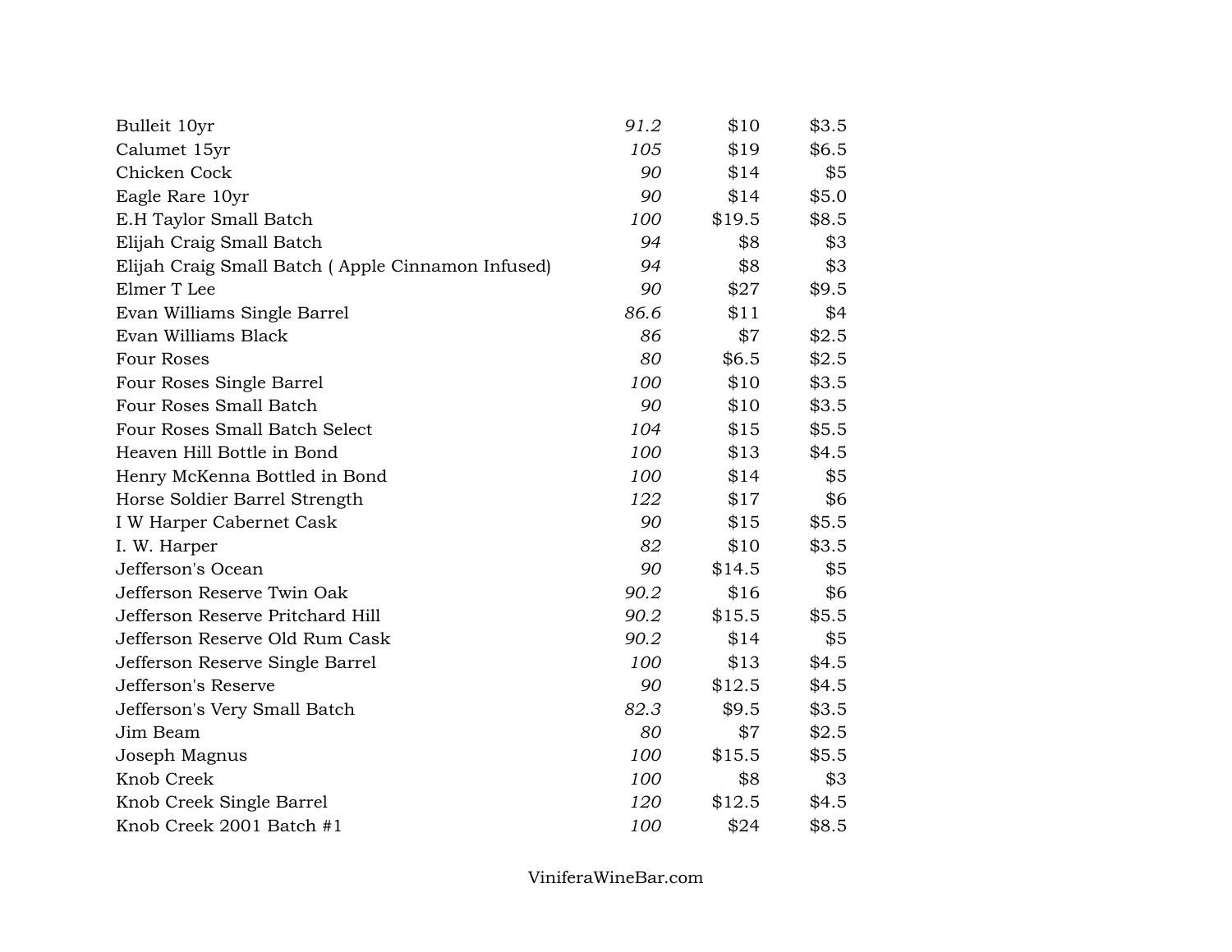| | | | |
|---|---|---|---|
| Bulleit 10yr | *91.2* | $10 | $3.5 |
| Calumet 15yr | *105* | $19 | $6.5 |
| Chicken Cock | *90* | $14 | $5 |
| Eagle Rare 10yr | *90* | $14 | $5.0 |
| E.H Taylor Small Batch | *100* | $19.5 | $8.5 |
| Elijah Craig Small Batch | *94* | $8 | $3 |
| Elijah Craig Small Batch ( Apple Cinnamon Infused) | *94* | $8 | $3 |
| Elmer T Lee | *90* | $27 | $9.5 |
| Evan Williams Single Barrel | *86.6* | $11 | $4 |
| Evan Williams Black | *86* | $7 | $2.5 |
| Four Roses | *80* | $6.5 | $2.5 |
| Four Roses Single Barrel | *100* | $10 | $3.5 |
| Four Roses Small Batch | *90* | $10 | $3.5 |
| Four Roses Small Batch Select | *104* | $15 | $5.5 |
| Heaven Hill Bottle in Bond | *100* | $13 | $4.5 |
| Henry McKenna Bottled in Bond | *100* | $14 | $5 |
| Horse Soldier Barrel Strength | *122* | $17 | $6 |
| I W Harper Cabernet Cask | *90* | $15 | $5.5 |
| I. W. Harper | *82* | $10 | $3.5 |
| Jefferson's Ocean | *90* | $14.5 | $5 |
| Jefferson Reserve Twin Oak | *90.2* | $16 | $6 |
| Jefferson Reserve Pritchard Hill | *90.2* | $15.5 | $5.5 |
| Jefferson Reserve Old Rum Cask | *90.2* | $14 | $5 |
| Jefferson Reserve Single Barrel | *100* | $13 | $4.5 |
| Jefferson's Reserve | *90* | $12.5 | $4.5 |
| Jefferson's Very Small Batch | *82.3* | $9.5 | $3.5 |
| Jim Beam | *80* | $7 | $2.5 |
| Joseph Magnus | *100* | $15.5 | $5.5 |
| Knob Creek | *100* | $8 | $3 |
| Knob Creek Single Barrel | *120* | $12.5 | $4.5 |
| Knob Creek 2001 Batch #1 | *100* | $24 | $8.5 |

ViniferaWineBar.com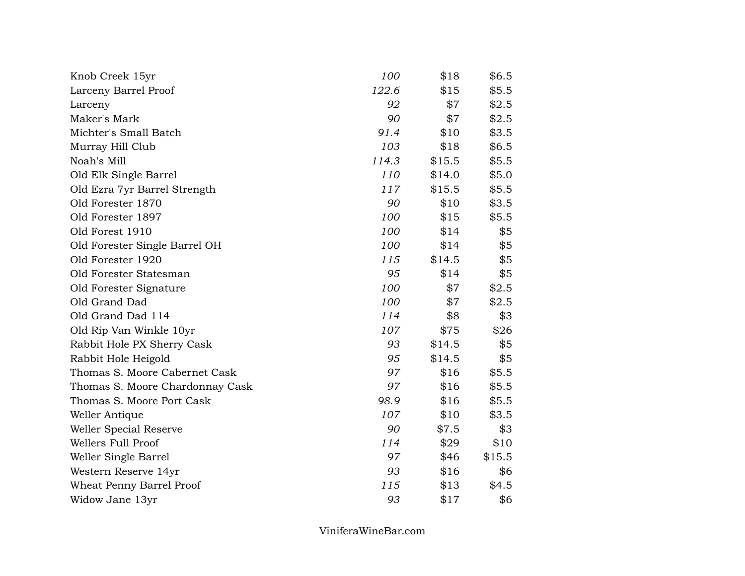| | | | |
|---|---|---|---|
| Knob Creek 15yr | *100* | $18 | $6.5 |
| Larceny Barrel Proof | *122.6* | $15 | $5.5 |
| Larceny | *92* | $7 | $2.5 |
| Maker's Mark | *90* | $7 | $2.5 |
| Michter's Small Batch | *91.4* | $10 | $3.5 |
| Murray Hill Club | *103* | $18 | $6.5 |
| Noah's Mill | *114.3* | $15.5 | $5.5 |
| Old Elk Single Barrel | *110* | $14.0 | $5.0 |
| Old Ezra 7yr Barrel Strength | *117* | $15.5 | $5.5 |
| Old Forester 1870 | *90* | $10 | $3.5 |
| Old Forester 1897 | *100* | $15 | $5.5 |
| Old Forest 1910 | *100* | $14 | $5 |
| Old Forester Single Barrel OH | *100* | $14 | $5 |
| Old Forester 1920 | *115* | $14.5 | $5 |
| Old Forester Statesman | *95* | $14 | $5 |
| Old Forester Signature | *100* | $7 | $2.5 |
| Old Grand Dad | *100* | $7 | $2.5 |
| Old Grand Dad 114 | *114* | $8 | $3 |
| Old Rip Van Winkle 10yr | *107* | $75 | $26 |
| Rabbit Hole PX Sherry Cask | *93* | $14.5 | $5 |
| Rabbit Hole Heigold | *95* | $14.5 | $5 |
| Thomas S. Moore Cabernet Cask | *97* | $16 | $5.5 |
| Thomas S. Moore Chardonnay Cask | *97* | $16 | $5.5 |
| Thomas S. Moore Port Cask | *98.9* | $16 | $5.5 |
| Weller Antique | *107* | $10 | $3.5 |
| Weller Special Reserve | *90* | $7.5 | $3 |
| Wellers Full Proof | *114* | $29 | $10 |
| Weller Single Barrel | *97* | $46 | $15.5 |
| Western Reserve 14yr | *93* | $16 | $6 |
| Wheat Penny Barrel Proof | *115* | $13 | $4.5 |
| Widow Jane 13yr | *93* | $17 | $6 |

ViniferaWineBar.com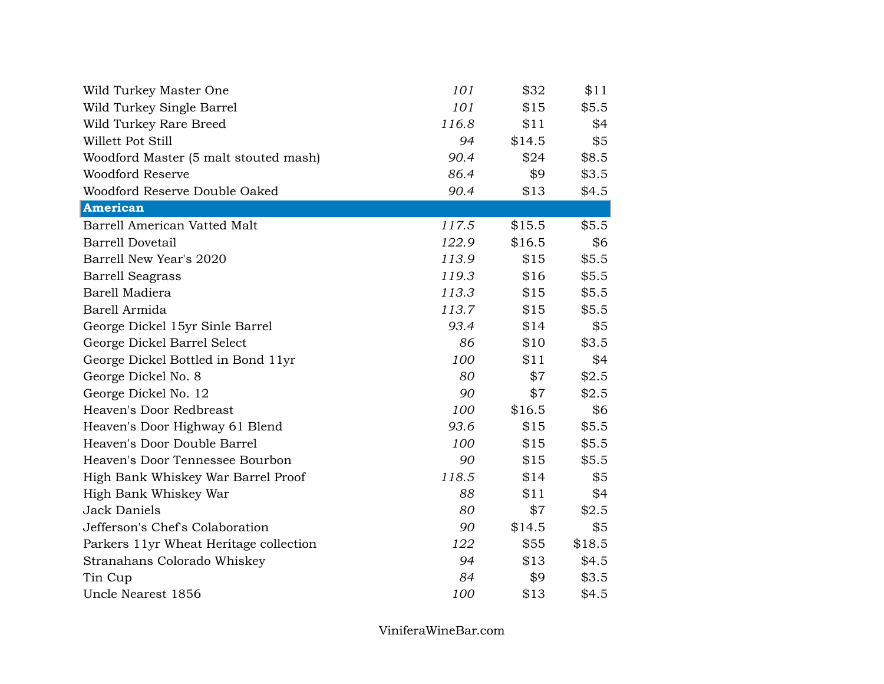| | | | |
|---|---|---|---|
| Wild Turkey Master One | *101* | $32 | $11 |
| Wild Turkey Single Barrel | *101* | $15 | $5.5 |
| Wild Turkey Rare Breed | *116.8* | $11 | $4 |
| Willett Pot Still | *94* | $14.5 | $5 |
| Woodford Master (5 malt stouted mash) | *90.4* | $24 | $8.5 |
| Woodford Reserve | *86.4* | $9 | $3.5 |
| Woodford Reserve Double Oaked | *90.4* | $13 | $4.5 |
| **American** | | | |
| Barrell American Vatted Malt | *117.5* | $15.5 | $5.5 |
| Barrell Dovetail | *122.9* | $16.5 | $6 |
| Barrell New Year's 2020 | *113.9* | $15 | $5.5 |
| Barrell Seagrass | *119.3* | $16 | $5.5 |
| Barell Madiera | *113.3* | $15 | $5.5 |
| Barell Armida | *113.7* | $15 | $5.5 |
| George Dickel 15yr Sinle Barrel | *93.4* | $14 | $5 |
| George Dickel Barrel Select | *86* | $10 | $3.5 |
| George Dickel Bottled in Bond 11yr | *100* | $11 | $4 |
| George Dickel No. 8 | *80* | $7 | $2.5 |
| George Dickel No. 12 | *90* | $7 | $2.5 |
| Heaven's Door Redbreast | *100* | $16.5 | $6 |
| Heaven's Door Highway 61 Blend | *93.6* | $15 | $5.5 |
| Heaven's Door Double Barrel | *100* | $15 | $5.5 |
| Heaven's Door Tennessee Bourbon | *90* | $15 | $5.5 |
| High Bank Whiskey War Barrel Proof | *118.5* | $14 | $5 |
| High Bank Whiskey War | *88* | $11 | $4 |
| Jack Daniels | *80* | $7 | $2.5 |
| Jefferson's Chef's Colaboration | *90* | $14.5 | $5 |
| Parkers 11yr Wheat Heritage collection | *122* | $55 | $18.5 |
| Stranahans Colorado Whiskey | *94* | $13 | $4.5 |
| Tin Cup | *84* | $9 | $3.5 |
| Uncle Nearest 1856 | *100* | $13 | $4.5 |

ViniferaWineBar.com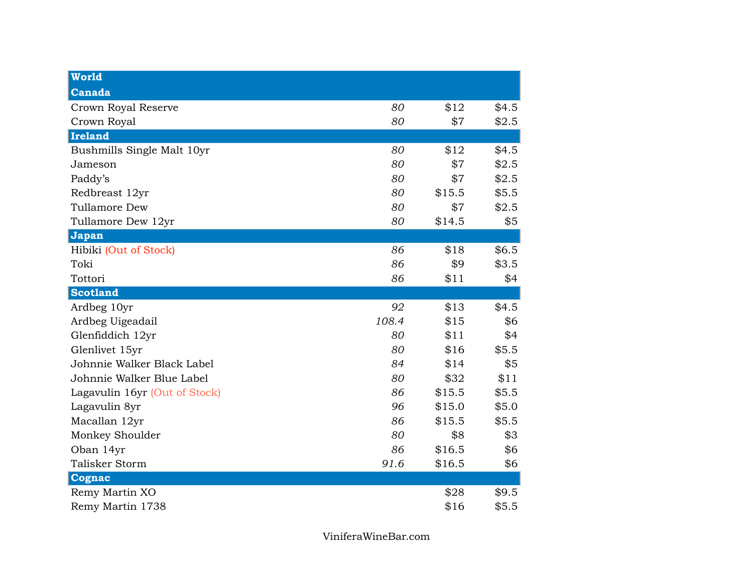| World | | | |
|---|---|---|---|
| **Canada** | | | |
| Crown Royal Reserve | *80* | $12 | $4.5 |
| Crown Royal | *80* | $7 | $2.5 |
| **Ireland** | | | |
| Bushmills Single Malt 10yr | *80* | $12 | $4.5 |
| Jameson | *80* | $7 | $2.5 |
| Paddy’s | *80* | $7 | $2.5 |
| Redbreast 12yr | *80* | $15.5 | $5.5 |
| Tullamore Dew | *80* | $7 | $2.5 |
| Tullamore Dew 12yr | *80* | $14.5 | $5 |
| **Japan** | | | |
| Hibiki (Out of Stock) | *86* | $18 | $6.5 |
| Toki | *86* | $9 | $3.5 |
| Tottori | *86* | $11 | $4 |
| **Scotland** | | | |
| Ardbeg 10yr | *92* | $13 | $4.5 |
| Ardbeg Uigeadail | *108.4* | $15 | $6 |
| Glenfiddich 12yr | *80* | $11 | $4 |
| Glenlivet 15yr | *80* | $16 | $5.5 |
| Johnnie Walker Black Label | *84* | $14 | $5 |
| Johnnie Walker Blue Label | *80* | $32 | $11 |
| Lagavulin 16yr (Out of Stock) | *86* | $15.5 | $5.5 |
| Lagavulin 8yr | *96* | $15.0 | $5.0 |
| Macallan 12yr | *86* | $15.5 | $5.5 |
| Monkey Shoulder | *80* | $8 | $3 |
| Oban 14yr | *86* | $16.5 | $6 |
| Talisker Storm | *91.6* | $16.5 | $6 |
| **Cognac** | | | |
| Remy Martin XO | | $28 | $9.5 |
| Remy Martin 1738 | | $16 | $5.5 |

ViniferaWineBar.com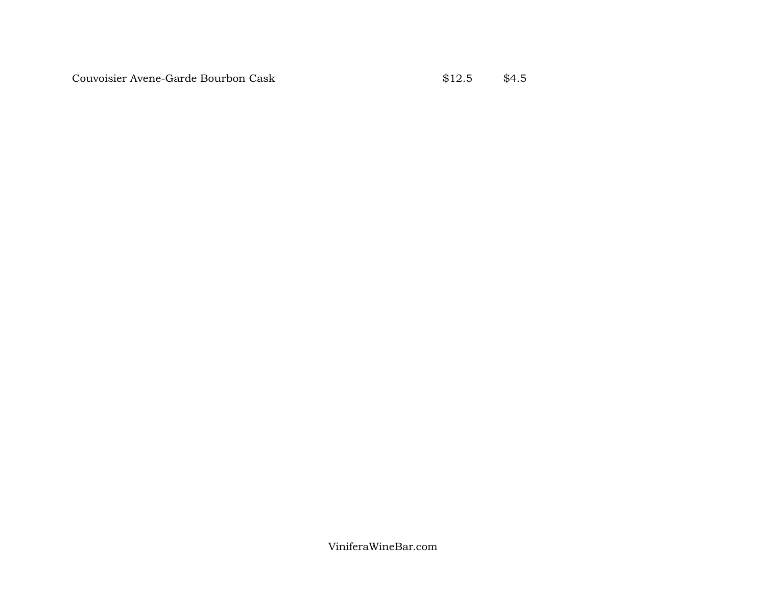| | | |
|---|---|---|
| Couvoisier Avene-Garde Bourbon Cask | $12.5 | $4.5 |

ViniferaWineBar.com